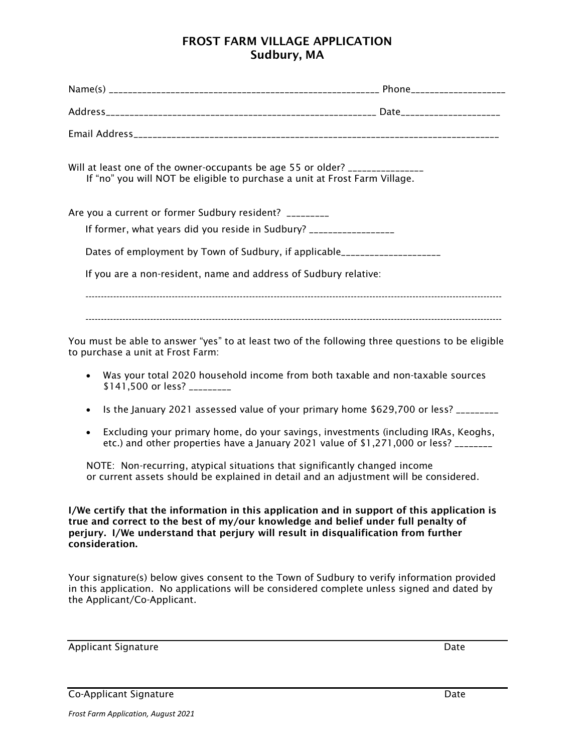# FROST FARM VILLAGE APPLICATION
## Sudbury, MA

Name(s) ______________________________________________________ Phone__________________

Address_______________________________________________________ Date___________________

Email Address__________________________________________________________________________

Will at least one of the owner-occupants be age 55 or older? _______________
If "no" you will NOT be eligible to purchase a unit at Frost Farm Village.

Are you a current or former Sudbury resident? _________

If former, what years did you reside in Sudbury? _________________

Dates of employment by Town of Sudbury, if applicable____________________

If you are a non-resident, name and address of Sudbury relative:

---------------------------------------------------------------------------------------------------------------------------------

---------------------------------------------------------------------------------------------------------------------------------

You must be able to answer "yes" to at least two of the following three questions to be eligible to purchase a unit at Frost Farm:

- Was your total 2020 household income from both taxable and non-taxable sources $141,500 or less? _________
- Is the January 2021 assessed value of your primary home $629,700 or less? _________
- Excluding your primary home, do your savings, investments (including IRAs, Keoghs, etc.) and other properties have a January 2021 value of $1,271,000 or less? ________

NOTE: Non-recurring, atypical situations that significantly changed income or current assets should be explained in detail and an adjustment will be considered.

**I/We certify that the information in this application and in support of this application is true and correct to the best of my/our knowledge and belief under full penalty of perjury. I/We understand that perjury will result in disqualification from further consideration.**

Your signature(s) below gives consent to the Town of Sudbury to verify information provided in this application. No applications will be considered complete unless signed and dated by the Applicant/Co-Applicant.

_____________________________________________________________________________

Applicant Signature Date

_____________________________________________________________________________

Co-Applicant Signature Date

*Frost Farm Application, August 2021*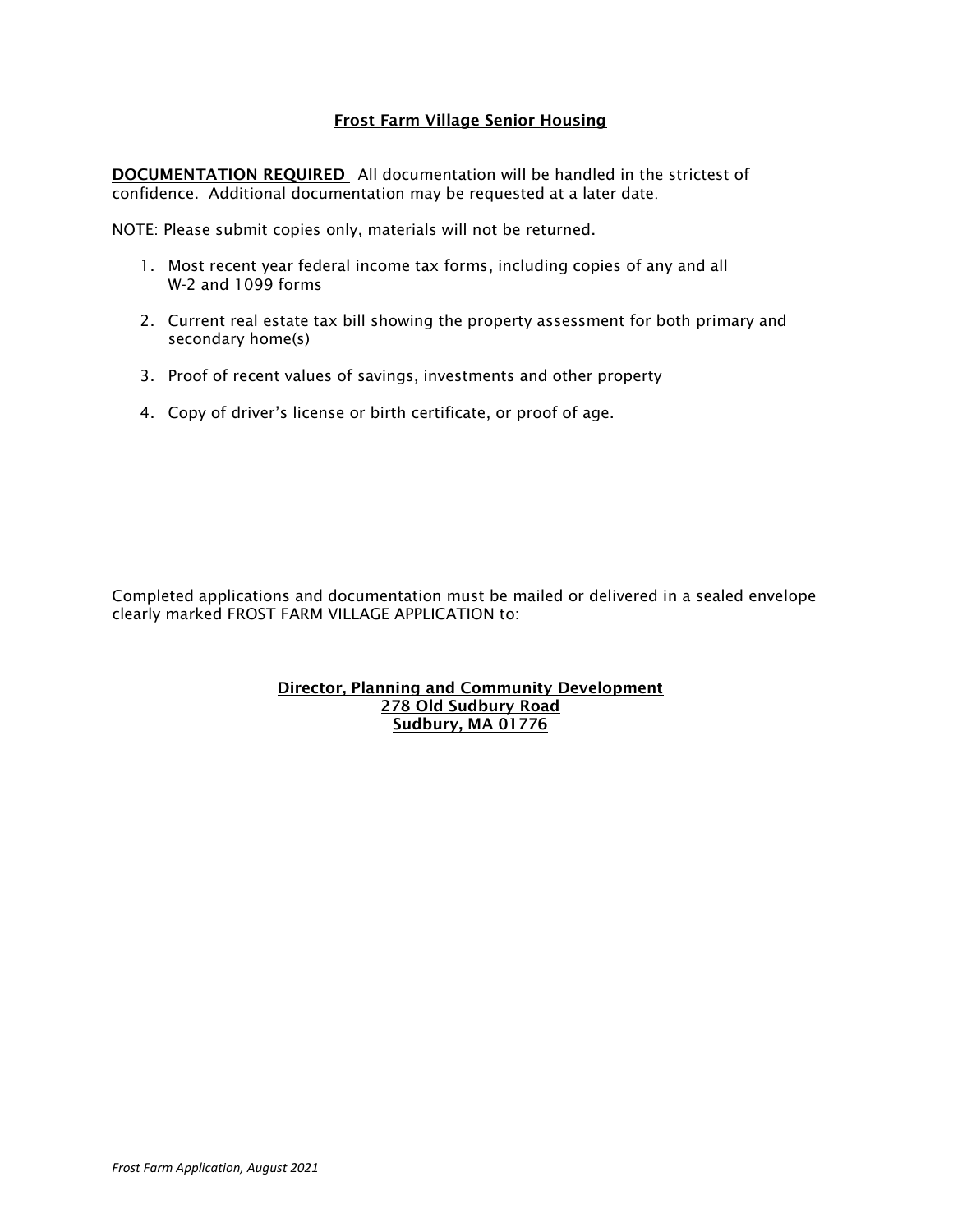## Frost Farm Village Senior Housing

**DOCUMENTATION REQUIRED** All documentation will be handled in the strictest of confidence. Additional documentation may be requested at a later date.

NOTE: Please submit copies only, materials will not be returned.

1. Most recent year federal income tax forms, including copies of any and all W-2 and 1099 forms

2. Current real estate tax bill showing the property assessment for both primary and secondary home(s)

3. Proof of recent values of savings, investments and other property

4. Copy of driver's license or birth certificate, or proof of age.

Completed applications and documentation must be mailed or delivered in a sealed envelope clearly marked FROST FARM VILLAGE APPLICATION to:

**Director, Planning and Community Development**
**278 Old Sudbury Road**
**Sudbury, MA 01776**

*Frost Farm Application, August 2021*